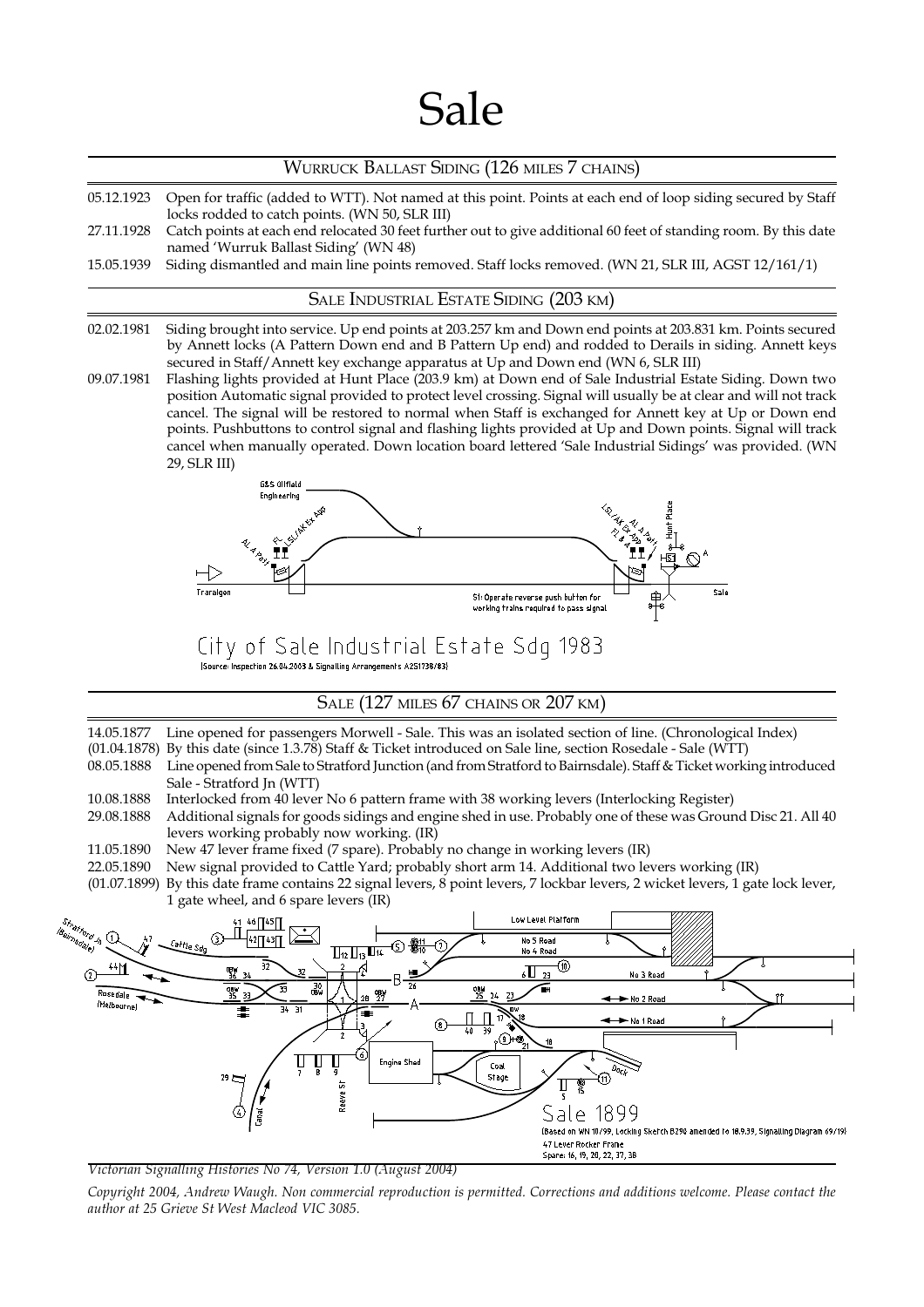# Sale

## Wurruck Ballast Siding (126 miles 7 chains)

05.12.1923 Open for traffic (added to WTT). Not named at this point. Points at each end of loop siding secured by Staff locks rodded to catch points. (WN 50, SLR III)

27.11.1928 Catch points at each end relocated 30 feet further out to give additional 60 feet of standing room. By this date named 'Wurruk Ballast Siding' (WN 48)

15.05.1939 Siding dismantled and main line points removed. Staff locks removed. (WN 21, SLR III, AGST 12/161/1)

## Sale Industrial Estate Siding (203 km)

02.02.1981 Siding brought into service. Up end points at 203.257 km and Down end points at 203.831 km. Points secured by Annett locks (A Pattern Down end and B Pattern Up end) and rodded to Derails in siding. Annett keys secured in Staff/Annett key exchange apparatus at Up and Down end (WN 6, SLR III)

09.07.1981 Flashing lights provided at Hunt Place (203.9 km) at Down end of Sale Industrial Estate Siding. Down two position Automatic signal provided to protect level crossing. Signal will usually be at clear and will not track cancel. The signal will be restored to normal when Staff is exchanged for Annett key at Up or Down end points. Pushbuttons to control signal and flashing lights provided at Up and Down points. Signal will track cancel when manually operated. Down location board lettered 'Sale Industrial Sidings' was provided. (WN 29, SLR III)

City of Sale Industrial Estate Sdg 1983

(Source: Inspection 26.04.2003 & Signalling Arrangements A251738/83)

## Sale (127 miles 67 chains or 207 km)

14.05.1877 Line opened for passengers Morwell - Sale. This was an isolated section of line. (Chronological Index)

(01.04.1878) By this date (since 1.3.78) Staff & Ticket introduced on Sale line, section Rosedale - Sale (WTT)

08.05.1888 Line opened from Sale to Stratford Junction (and from Stratford to Bairnsdale). Staff & Ticket working introduced Sale - Stratford Jn (WTT)

10.08.1888 Interlocked from 40 lever No 6 pattern frame with 38 working levers (Interlocking Register)

29.08.1888 Additional signals for goods sidings and engine shed in use. Probably one of these was Ground Disc 21. All 40 levers working probably now working. (IR)

11.05.1890 New 47 lever frame fixed (7 spare). Probably no change in working levers (IR)

22.05.1890 New signal provided to Cattle Yard; probably short arm 14. Additional two levers working (IR)

(01.07.1899) By this date frame contains 22 signal levers, 8 point levers, 7 lockbar levers, 2 wicket levers, 1 gate lock lever, 1 gate wheel, and 6 spare levers (IR)

Sale 1899

(Based on WN 18/99, Locking Sketch B290 amended to 18.9.39, Signalling Diagram 69/19)
47 Lever Rocker Frame
Spare: 16, 19, 20, 22, 37, 38

*Victorian Signalling Histories No 74, Version 1.0 (August 2004)*

*Copyright 2004, Andrew Waugh. Non commercial reproduction is permitted. Corrections and additions welcome. Please contact the author at 25 Grieve St West Macleod VIC 3085.*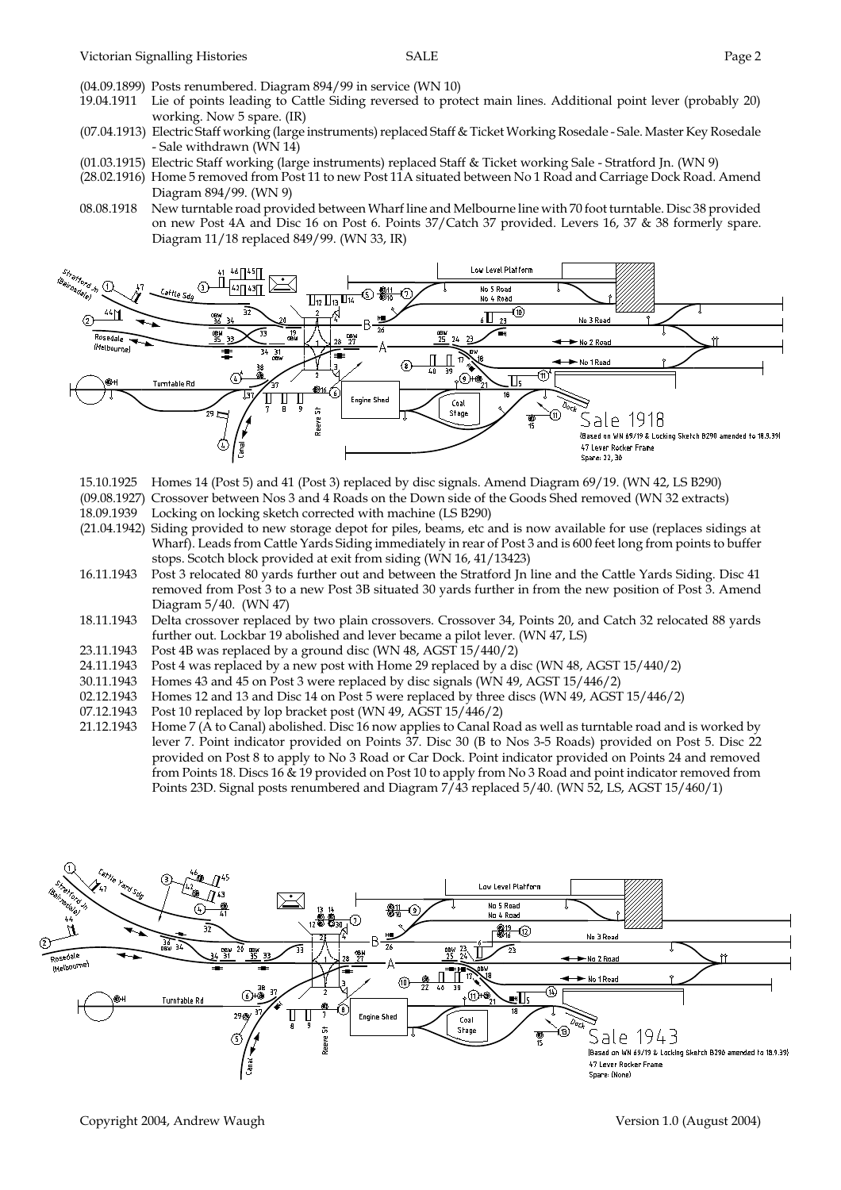(04.09.1899) Posts renumbered. Diagram 894/99 in service (WN 10)

19.04.1911 Lie of points leading to Cattle Siding reversed to protect main lines. Additional point lever (probably 20) working. Now 5 spare. (IR)

(07.04.1913) Electric Staff working (large instruments) replaced Staff & Ticket Working Rosedale - Sale. Master Key Rosedale - Sale withdrawn (WN 14)

(01.03.1915) Electric Staff working (large instruments) replaced Staff & Ticket working Sale - Stratford Jn. (WN 9)

(28.02.1916) Home 5 removed from Post 11 to new Post 11A situated between No 1 Road and Carriage Dock Road. Amend Diagram 894/99. (WN 9)

08.08.1918 New turntable road provided between Wharf line and Melbourne line with 70 foot turntable. Disc 38 provided on new Post 4A and Disc 16 on Post 6. Points 37/Catch 37 provided. Levers 16, 37 & 38 formerly spare. Diagram 11/18 replaced 849/99. (WN 33, IR)

Sale 1918
(Based on WN 69/19 & Locking Sketch B290 amended to 18.9.39)
47 Lever Rocker Frame
Spare: 22, 30

15.10.1925 Homes 14 (Post 5) and 41 (Post 3) replaced by disc signals. Amend Diagram 69/19. (WN 42, LS B290)

(09.08.1927) Crossover between Nos 3 and 4 Roads on the Down side of the Goods Shed removed (WN 32 extracts)

18.09.1939 Locking on locking sketch corrected with machine (LS B290)

(21.04.1942) Siding provided to new storage depot for piles, beams, etc and is now available for use (replaces sidings at Wharf). Leads from Cattle Yards Siding immediately in rear of Post 3 and is 600 feet long from points to buffer stops. Scotch block provided at exit from siding (WN 16, 41/13423)

16.11.1943 Post 3 relocated 80 yards further out and between the Stratford Jn line and the Cattle Yards Siding. Disc 41 removed from Post 3 to a new Post 3B situated 30 yards further in from the new position of Post 3. Amend Diagram 5/40. (WN 47)

18.11.1943 Delta crossover replaced by two plain crossovers. Crossover 34, Points 20, and Catch 32 relocated 88 yards further out. Lockbar 19 abolished and lever became a pilot lever. (WN 47, LS)

23.11.1943 Post 4B was replaced by a ground disc (WN 48, AGST 15/440/2)

24.11.1943 Post 4 was replaced by a new post with Home 29 replaced by a disc (WN 48, AGST 15/440/2)

30.11.1943 Homes 43 and 45 on Post 3 were replaced by disc signals (WN 49, AGST 15/446/2)

02.12.1943 Homes 12 and 13 and Disc 14 on Post 5 were replaced by three discs (WN 49, AGST 15/446/2)

07.12.1943 Post 10 replaced by lop bracket post (WN 49, AGST 15/446/2)

21.12.1943 Home 7 (A to Canal) abolished. Disc 16 now applies to Canal Road as well as turntable road and is worked by lever 7. Point indicator provided on Points 37. Disc 30 (B to Nos 3-5 Roads) provided on Post 5. Disc 22 provided on Post 8 to apply to No 3 Road or Car Dock. Point indicator provided on Points 24 and removed from Points 18. Discs 16 & 19 provided on Post 10 to apply from No 3 Road and point indicator removed from Points 23D. Signal posts renumbered and Diagram 7/43 replaced 5/40. (WN 52, LS, AGST 15/460/1)

Sale 1943
(Based on WN 69/19 & Locking Sketch B290 amended to 18.9.39)
47 Lever Rocker Frame
Spare: (None)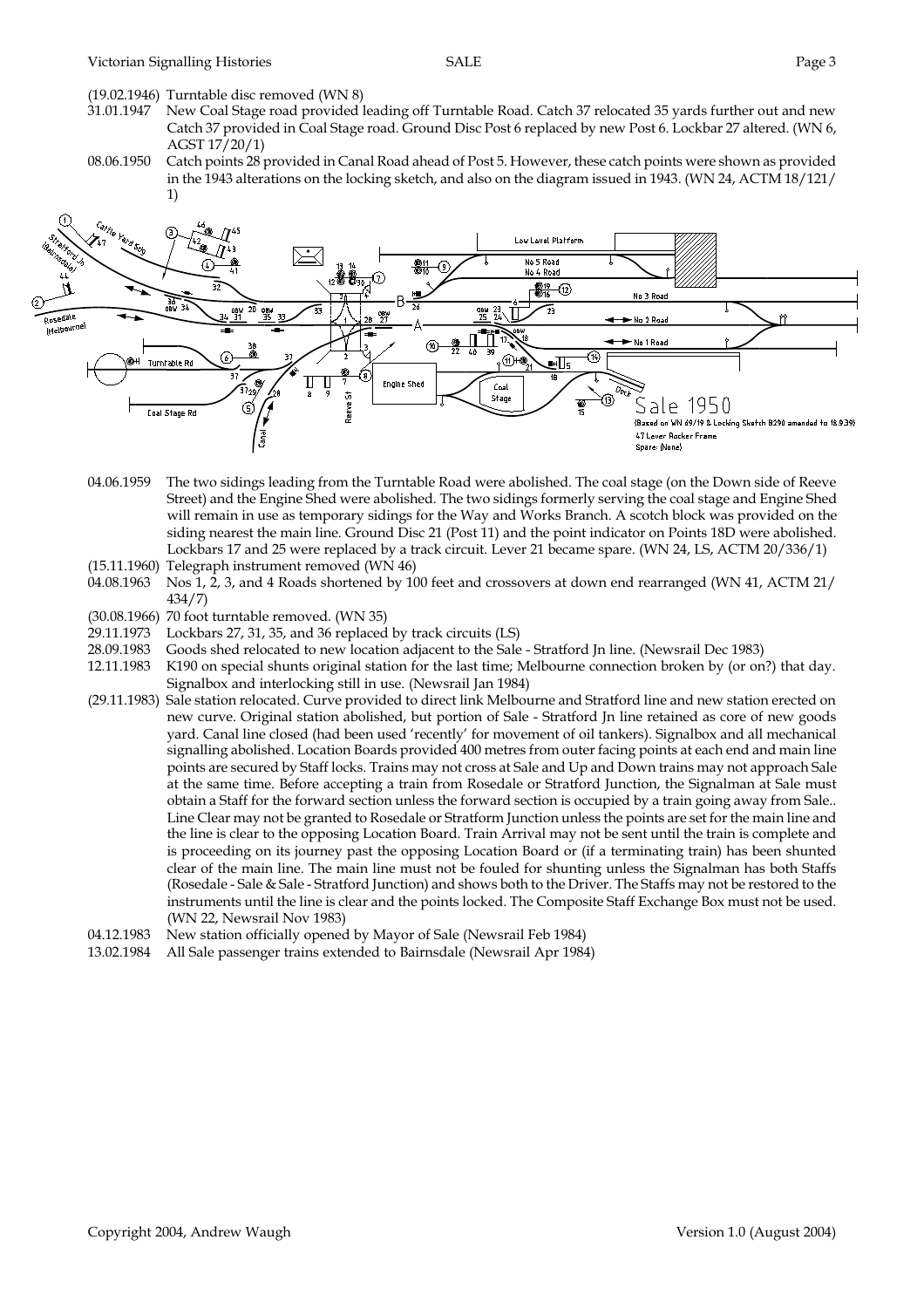(19.02.1946) Turntable disc removed (WN 8)

31.01.1947 New Coal Stage road provided leading off Turntable Road. Catch 37 relocated 35 yards further out and new Catch 37 provided in Coal Stage road. Ground Disc Post 6 replaced by new Post 6. Lockbar 27 altered. (WN 6, AGST 17/20/1)

08.06.1950 Catch points 28 provided in Canal Road ahead of Post 5. However, these catch points were shown as provided in the 1943 alterations on the locking sketch, and also on the diagram issued in 1943. (WN 24, ACTM 18/121/1)

Sale 1950

(Based on WN 69/19 & Locking Sketch B290 amended to 18.9.39)
47 Lever Rocker Frame
Spare: (None)

04.06.1959 The two sidings leading from the Turntable Road were abolished. The coal stage (on the Down side of Reeve Street) and the Engine Shed were abolished. The two sidings formerly serving the coal stage and Engine Shed will remain in use as temporary sidings for the Way and Works Branch. A scotch block was provided on the siding nearest the main line. Ground Disc 21 (Post 11) and the point indicator on Points 18D were abolished. Lockbars 17 and 25 were replaced by a track circuit. Lever 21 became spare. (WN 24, LS, ACTM 20/336/1)

(15.11.1960) Telegraph instrument removed (WN 46)

04.08.1963 Nos 1, 2, 3, and 4 Roads shortened by 100 feet and crossovers at down end rearranged (WN 41, ACTM 21/434/7)

(30.08.1966) 70 foot turntable removed. (WN 35)

29.11.1973 Lockbars 27, 31, 35, and 36 replaced by track circuits (LS)

28.09.1983 Goods shed relocated to new location adjacent to the Sale - Stratford Jn line. (Newsrail Dec 1983)

12.11.1983 K190 on special shunts original station for the last time; Melbourne connection broken by (or on?) that day. Signalbox and interlocking still in use. (Newsrail Jan 1984)

(29.11.1983) Sale station relocated. Curve provided to direct link Melbourne and Stratford line and new station erected on new curve. Original station abolished, but portion of Sale - Stratford Jn line retained as core of new goods yard. Canal line closed (had been used 'recently' for movement of oil tankers). Signalbox and all mechanical signalling abolished. Location Boards provided 400 metres from outer facing points at each end and main line points are secured by Staff locks. Trains may not cross at Sale and Up and Down trains may not approach Sale at the same time. Before accepting a train from Rosedale or Stratford Junction, the Signalman at Sale must obtain a Staff for the forward section unless the forward section is occupied by a train going away from Sale.. Line Clear may not be granted to Rosedale or Stratform Junction unless the points are set for the main line and the line is clear to the opposing Location Board. Train Arrival may not be sent until the train is complete and is proceeding on its journey past the opposing Location Board or (if a terminating train) has been shunted clear of the main line. The main line must not be fouled for shunting unless the Signalman has both Staffs (Rosedale - Sale & Sale - Stratford Junction) and shows both to the Driver. The Staffs may not be restored to the instruments until the line is clear and the points locked. The Composite Staff Exchange Box must not be used. (WN 22, Newsrail Nov 1983)

04.12.1983 New station officially opened by Mayor of Sale (Newsrail Feb 1984)

13.02.1984 All Sale passenger trains extended to Bairnsdale (Newsrail Apr 1984)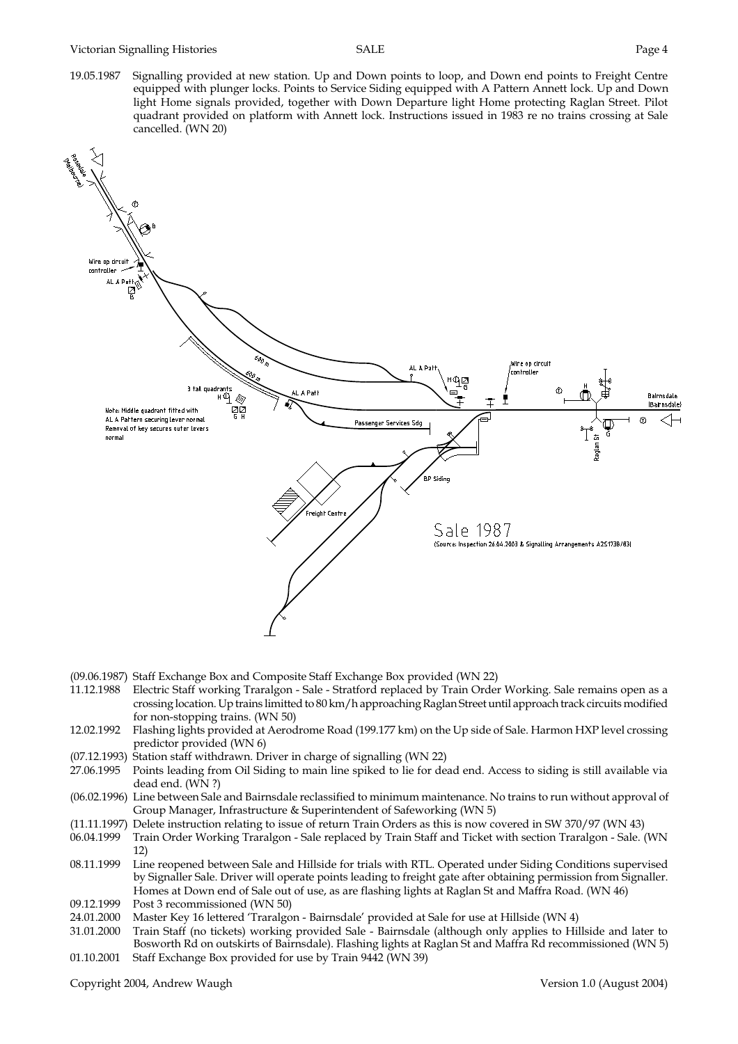19.05.1987 Signalling provided at new station. Up and Down points to loop, and Down end points to Freight Centre equipped with plunger locks. Points to Service Siding equipped with A Pattern Annett lock. Up and Down light Home signals provided, together with Down Departure light Home protecting Raglan Street. Pilot quadrant provided on platform with Annett lock. Instructions issued in 1983 re no trains crossing at Sale cancelled. (WN 20)

Sale 1987
(Source: Inspection 26.04.2003 & Signalling Arrangements A251738/83)

(09.06.1987) Staff Exchange Box and Composite Staff Exchange Box provided (WN 22)

11.12.1988 Electric Staff working Traralgon - Sale - Stratford replaced by Train Order Working. Sale remains open as a crossing location. Up trains limitted to 80 km/h approaching Raglan Street until approach track circuits modified for non-stopping trains. (WN 50)

12.02.1992 Flashing lights provided at Aerodrome Road (199.177 km) on the Up side of Sale. Harmon HXP level crossing predictor provided (WN 6)

(07.12.1993) Station staff withdrawn. Driver in charge of signalling (WN 22)

27.06.1995 Points leading from Oil Siding to main line spiked to lie for dead end. Access to siding is still available via dead end. (WN ?)

(06.02.1996) Line between Sale and Bairnsdale reclassified to minimum maintenance. No trains to run without approval of Group Manager, Infrastructure & Superintendent of Safeworking (WN 5)

(11.11.1997) Delete instruction relating to issue of return Train Orders as this is now covered in SW 370/97 (WN 43)

06.04.1999 Train Order Working Traralgon - Sale replaced by Train Staff and Ticket with section Traralgon - Sale. (WN 12)

08.11.1999 Line reopened between Sale and Hillside for trials with RTL. Operated under Siding Conditions supervised by Signaller Sale. Driver will operate points leading to freight gate after obtaining permission from Signaller. Homes at Down end of Sale out of use, as are flashing lights at Raglan St and Maffra Road. (WN 46)

09.12.1999 Post 3 recommissioned (WN 50)

24.01.2000 Master Key 16 lettered 'Traralgon - Bairnsdale' provided at Sale for use at Hillside (WN 4)

31.01.2000 Train Staff (no tickets) working provided Sale - Bairnsdale (although only applies to Hillside and later to Bosworth Rd on outskirts of Bairnsdale). Flashing lights at Raglan St and Maffra Rd recommissioned (WN 5)

01.10.2001 Staff Exchange Box provided for use by Train 9442 (WN 39)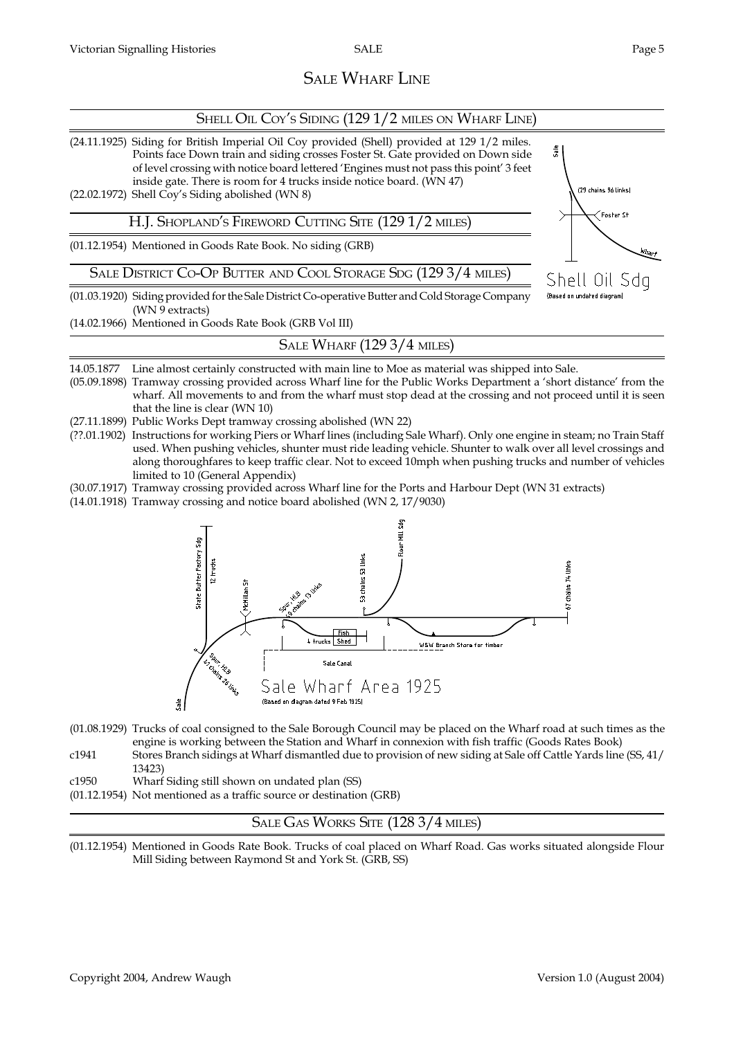# Sale Wharf Line

## Shell Oil Coy's Siding (129 1/2 miles on Wharf Line)

(24.11.1925) Siding for British Imperial Oil Coy provided (Shell) provided at 129 1/2 miles. Points face Down train and siding crosses Foster St. Gate provided on Down side of level crossing with notice board lettered 'Engines must not pass this point' 3 feet inside gate. There is room for 4 trucks inside notice board. (WN 47)

(22.02.1972) Shell Coy's Siding abolished (WN 8)

## H.J. Shopland's Fireword Cutting Site (129 1/2 miles)

(01.12.1954) Mentioned in Goods Rate Book. No siding (GRB)

## Sale District Co-Op Butter and Cool Storage Sdg (129 3/4 miles)

(01.03.1920) Siding provided for the Sale District Co-operative Butter and Cold Storage Company (WN 9 extracts)

(14.02.1966) Mentioned in Goods Rate Book (GRB Vol III)

Shell Oil Sdg
(Based on undated diagram)

## Sale Wharf (129 3/4 miles)

14.05.1877 Line almost certainly constructed with main line to Moe as material was shipped into Sale.

(05.09.1898) Tramway crossing provided across Wharf line for the Public Works Department a 'short distance' from the wharf. All movements to and from the wharf must stop dead at the crossing and not proceed until it is seen that the line is clear (WN 10)

(27.11.1899) Public Works Dept tramway crossing abolished (WN 22)

(??.01.1902) Instructions for working Piers or Wharf lines (including Sale Wharf). Only one engine in steam; no Train Staff used. When pushing vehicles, shunter must ride leading vehicle. Shunter to walk over all level crossings and along thoroughfares to keep traffic clear. Not to exceed 10mph when pushing trucks and number of vehicles limited to 10 (General Appendix)

(30.07.1917) Tramway crossing provided across Wharf line for the Ports and Harbour Dept (WN 31 extracts)

(14.01.1918) Tramway crossing and notice board abolished (WN 2, 17/9030)

Sale Wharf Area 1925
(Based on diagram dated 9 Feb 1925)

(01.08.1929) Trucks of coal consigned to the Sale Borough Council may be placed on the Wharf road at such times as the engine is working between the Station and Wharf in connexion with fish traffic (Goods Rates Book)

c1941 Stores Branch sidings at Wharf dismantled due to provision of new siding at Sale off Cattle Yards line (SS, 41/13423)

c1950 Wharf Siding still shown on undated plan (SS)

(01.12.1954) Not mentioned as a traffic source or destination (GRB)

## Sale Gas Works Site (128 3/4 miles)

(01.12.1954) Mentioned in Goods Rate Book. Trucks of coal placed on Wharf Road. Gas works situated alongside Flour Mill Siding between Raymond St and York St. (GRB, SS)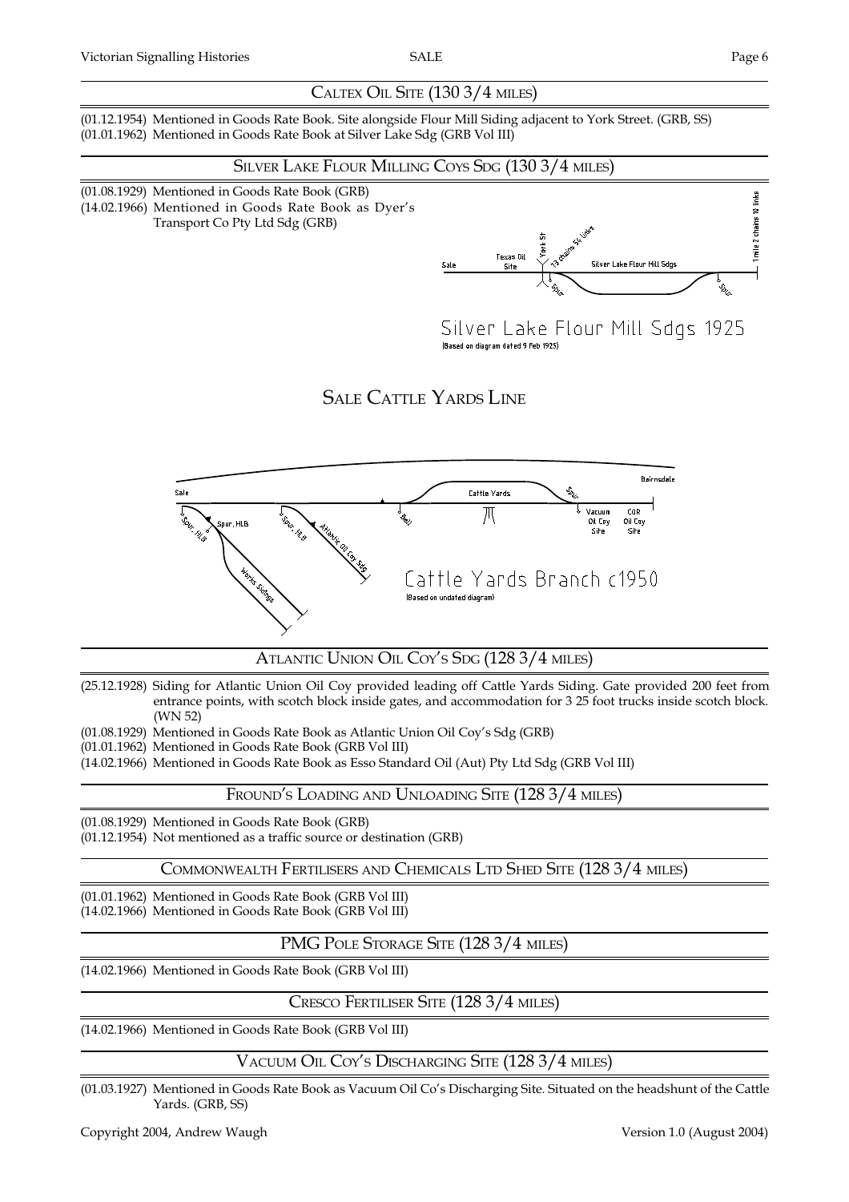## Caltex Oil Site (130 3/4 miles)

(01.12.1954) Mentioned in Goods Rate Book. Site alongside Flour Mill Siding adjacent to York Street. (GRB, SS)
(01.01.1962) Mentioned in Goods Rate Book at Silver Lake Sdg (GRB Vol III)

## Silver Lake Flour Milling Coys Sdg (130 3/4 miles)

(01.08.1929) Mentioned in Goods Rate Book (GRB)
(14.02.1966) Mentioned in Goods Rate Book as Dyer's Transport Co Pty Ltd Sdg (GRB)

Silver Lake Flour Mill Sdgs 1925
(Based on diagram dated 9 Feb 1925)

# Sale Cattle Yards Line

Cattle Yards Branch c1950
(Based on undated diagram)

## Atlantic Union Oil Coy's Sdg (128 3/4 miles)

(25.12.1928) Siding for Atlantic Union Oil Coy provided leading off Cattle Yards Siding. Gate provided 200 feet from entrance points, with scotch block inside gates, and accommodation for 3 25 foot trucks inside scotch block. (WN 52)
(01.08.1929) Mentioned in Goods Rate Book as Atlantic Union Oil Coy's Sdg (GRB)
(01.01.1962) Mentioned in Goods Rate Book (GRB Vol III)
(14.02.1966) Mentioned in Goods Rate Book as Esso Standard Oil (Aut) Pty Ltd Sdg (GRB Vol III)

## Fround's Loading and Unloading Site (128 3/4 miles)

(01.08.1929) Mentioned in Goods Rate Book (GRB)
(01.12.1954) Not mentioned as a traffic source or destination (GRB)

## Commonwealth Fertilisers and Chemicals Ltd Shed Site (128 3/4 miles)

(01.01.1962) Mentioned in Goods Rate Book (GRB Vol III)
(14.02.1966) Mentioned in Goods Rate Book (GRB Vol III)

## PMG Pole Storage Site (128 3/4 miles)

(14.02.1966) Mentioned in Goods Rate Book (GRB Vol III)

## Cresco Fertiliser Site (128 3/4 miles)

(14.02.1966) Mentioned in Goods Rate Book (GRB Vol III)

## Vacuum Oil Coy's Discharging Site (128 3/4 miles)

(01.03.1927) Mentioned in Goods Rate Book as Vacuum Oil Co's Discharging Site. Situated on the headshunt of the Cattle Yards. (GRB, SS)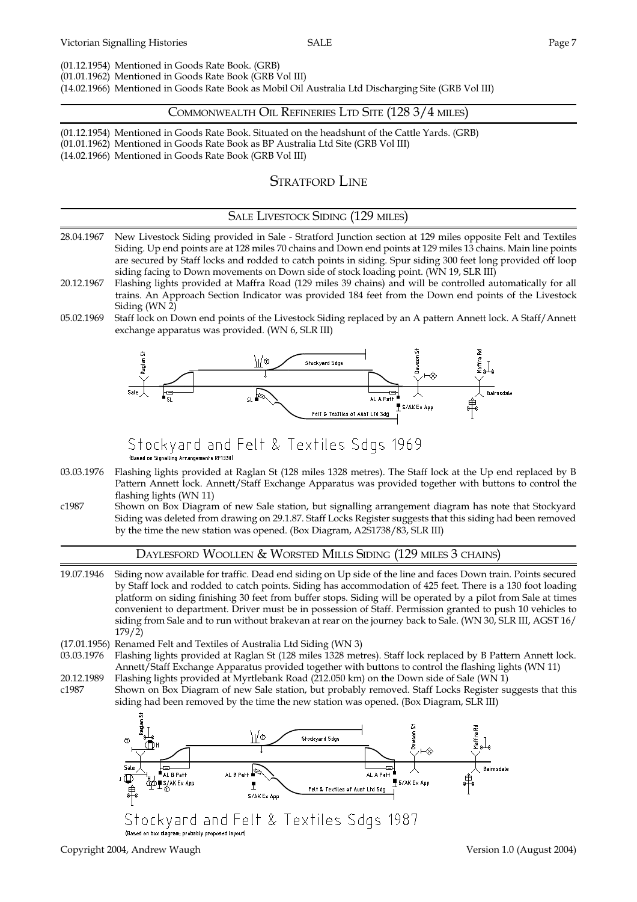(01.12.1954) Mentioned in Goods Rate Book. (GRB)
(01.01.1962) Mentioned in Goods Rate Book (GRB Vol III)
(14.02.1966) Mentioned in Goods Rate Book as Mobil Oil Australia Ltd Discharging Site (GRB Vol III)

### Commonwealth Oil Refineries Ltd Site (128 3/4 miles)

(01.12.1954) Mentioned in Goods Rate Book. Situated on the headshunt of the Cattle Yards. (GRB)
(01.01.1962) Mentioned in Goods Rate Book as BP Australia Ltd Site (GRB Vol III)
(14.02.1966) Mentioned in Goods Rate Book (GRB Vol III)

## Stratford Line

### Sale Livestock Siding (129 miles)

28.04.1967 New Livestock Siding provided in Sale - Stratford Junction section at 129 miles opposite Felt and Textiles Siding. Up end points are at 128 miles 70 chains and Down end points at 129 miles 13 chains. Main line points are secured by Staff locks and rodded to catch points in siding. Spur siding 300 feet long provided off loop siding facing to Down movements on Down side of stock loading point. (WN 19, SLR III)

20.12.1967 Flashing lights provided at Maffra Road (129 miles 39 chains) and will be controlled automatically for all trains. An Approach Section Indicator was provided 184 feet from the Down end points of the Livestock Siding (WN 2)

05.02.1969 Staff lock on Down end points of the Livestock Siding replaced by an A pattern Annett lock. A Staff/Annett exchange apparatus was provided. (WN 6, SLR III)

Raglan St
Stockyard Sdgs
Dawson St
Maffra Rd
Sale
SL
SL
AL A Patt
S/AK Ex App
Bairnsdale
Felt & Textiles of Aust Ltd Sdg

Stockyard and Felt & Textiles Sdgs 1969
(Based on Signalling Arrangements RF133/0)

03.03.1976 Flashing lights provided at Raglan St (128 miles 1328 metres). The Staff lock at the Up end replaced by B Pattern Annett lock. Annett/Staff Exchange Apparatus was provided together with buttons to control the flashing lights (WN 11)

c1987 Shown on Box Diagram of new Sale station, but signalling arrangement diagram has note that Stockyard Siding was deleted from drawing on 29.1.87. Staff Locks Register suggests that this siding had been removed by the time the new station was opened. (Box Diagram, A2S1738/83, SLR III)

### Daylesford Woollen & Worsted Mills Siding (129 miles 3 chains)

19.07.1946 Siding now available for traffic. Dead end siding on Up side of the line and faces Down train. Points secured by Staff lock and rodded to catch points. Siding has accommodation of 425 feet. There is a 130 foot loading platform on siding finishing 30 feet from buffer stops. Siding will be operated by a pilot from Sale at times convenient to department. Driver must be in possession of Staff. Permission granted to push 10 vehicles to siding from Sale and to run without brakevan at rear on the journey back to Sale. (WN 30, SLR III, AGST 16/179/2)

(17.01.1956) Renamed Felt and Textiles of Australia Ltd Siding (WN 3)

03.03.1976 Flashing lights provided at Raglan St (128 miles 1328 metres). Staff lock replaced by B Pattern Annett lock. Annett/Staff Exchange Apparatus provided together with buttons to control the flashing lights (WN 11)

20.12.1989 Flashing lights provided at Myrtlebank Road (212.050 km) on the Down side of Sale (WN 1)

c1987 Shown on Box Diagram of new Sale station, but probably removed. Staff Locks Register suggests that this siding had been removed by the time the new station was opened. (Box Diagram, SLR III)

Raglan St
Stockyard Sdgs
Dawson St
Maffra Rd
Sale
AL B Patt
S/AK Ex App
AL B Patt
S/AK Ex App
AL A Patt
S/AK Ex App
Felt & Textiles of Aust Ltd Sdg
Bairnsdale

Stockyard and Felt & Textiles Sdgs 1987
(Based on box diagram; probably proposed layout)